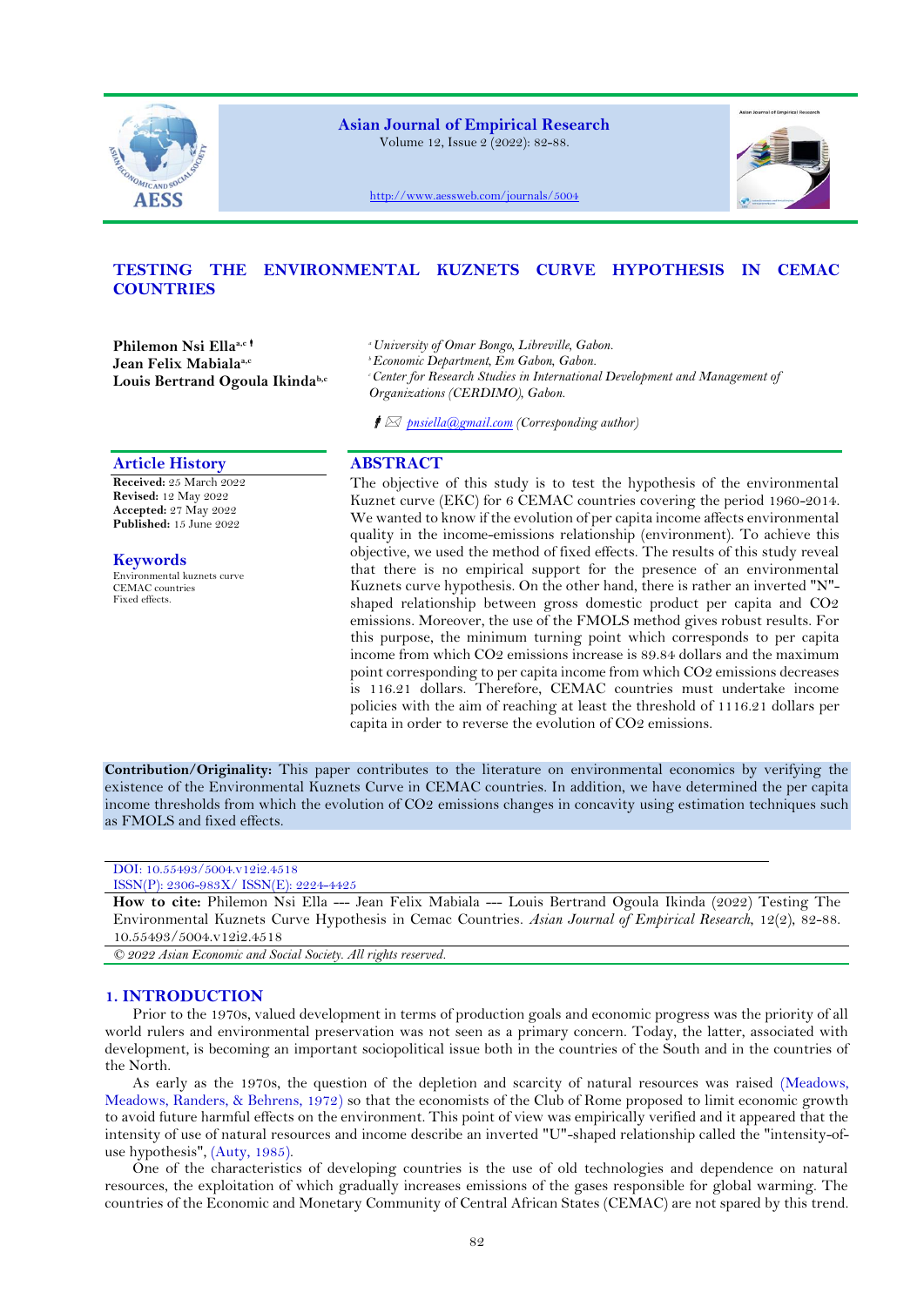# TESTING THE ENVIRONMENTAL KUZNETS CURVE HYPOTHESIS IN CEMAC COUNTRIES

**Philemon Nsi Ella**[a,c]
**Jean Felix Mabiala**[a,c]
**Louis Bertrand Ogoula Ikinda**[b,c]

[a] *University of Omar Bongo, Libreville, Gabon.*
[b] *Economic Department, Em Gabon, Gabon.*
[c] *Center for Research Studies in International Development and Management of Organizations (CERDIMO), Gabon.*

pnsiella@gmail.com *(Corresponding author)*

## Article History

**Received:** 25 March 2022
**Revised:** 12 May 2022
**Accepted:** 27 May 2022
**Published:** 15 June 2022

## Keywords

Environmental kuznets curve
CEMAC countries
Fixed effects.

## ABSTRACT

The objective of this study is to test the hypothesis of the environmental Kuznet curve (EKC) for 6 CEMAC countries covering the period 1960-2014. We wanted to know if the evolution of per capita income affects environmental quality in the income-emissions relationship (environment). To achieve this objective, we used the method of fixed effects. The results of this study reveal that there is no empirical support for the presence of an environmental Kuznets curve hypothesis. On the other hand, there is rather an inverted "N"-shaped relationship between gross domestic product per capita and $CO_2$ emissions. Moreover, the use of the FMOLS method gives robust results. For this purpose, the minimum turning point which corresponds to per capita income from which $CO_2$ emissions increase is 89.84 dollars and the maximum point corresponding to per capita income from which $CO_2$ emissions decreases is 116.21 dollars. Therefore, CEMAC countries must undertake income policies with the aim of reaching at least the threshold of 1116.21 dollars per capita in order to reverse the evolution of $CO_2$ emissions.

**Contribution/Originality:** This paper contributes to the literature on environmental economics by verifying the existence of the Environmental Kuznets Curve in CEMAC countries. In addition, we have determined the per capita income thresholds from which the evolution of $CO_2$ emissions changes in concavity using estimation techniques such as FMOLS and fixed effects.

DOI: 10.55493/5004.v12i2.4518
ISSN(P): 2306-983X/ ISSN(E): 2224-4425

**How to cite:** Philemon Nsi Ella --- Jean Felix Mabiala --- Louis Bertrand Ogoula Ikinda (2022) Testing The Environmental Kuznets Curve Hypothesis in Cemac Countries. *Asian Journal of Empirical Research*, 12(2), 82-88. 10.55493/5004.v12i2.4518

*© 2022 Asian Economic and Social Society. All rights reserved.*

## 1. INTRODUCTION

Prior to the 1970s, valued development in terms of production goals and economic progress was the priority of all world rulers and environmental preservation was not seen as a primary concern. Today, the latter, associated with development, is becoming an important sociopolitical issue both in the countries of the South and in the countries of the North.

As early as the 1970s, the question of the depletion and scarcity of natural resources was raised (Meadows, Meadows, Randers, & Behrens, 1972) so that the economists of the Club of Rome proposed to limit economic growth to avoid future harmful effects on the environment. This point of view was empirically verified and it appeared that the intensity of use of natural resources and income describe an inverted "U"-shaped relationship called the "intensity-of-use hypothesis", (Auty, 1985).

One of the characteristics of developing countries is the use of old technologies and dependence on natural resources, the exploitation of which gradually increases emissions of the gases responsible for global warming. The countries of the Economic and Monetary Community of Central African States (CEMAC) are not spared by this trend.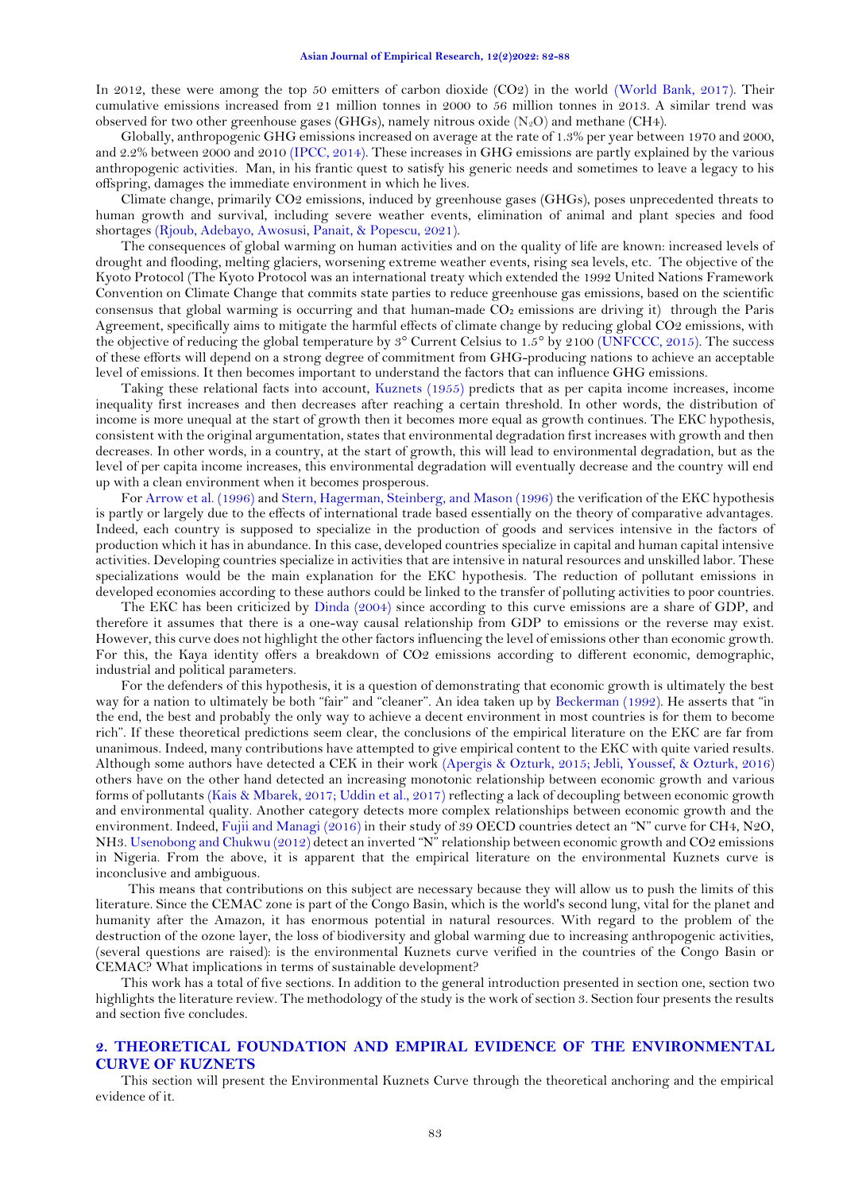In 2012, these were among the top 50 emitters of carbon dioxide ($CO_2$) in the world (World Bank, 2017). Their cumulative emissions increased from 21 million tonnes in 2000 to 56 million tonnes in 2013. A similar trend was observed for two other greenhouse gases (GHGs), namely nitrous oxide ($N_2O$) and methane ($CH_4$).

Globally, anthropogenic GHG emissions increased on average at the rate of 1.3% per year between 1970 and 2000, and 2.2% between 2000 and 2010 (IPCC, 2014). These increases in GHG emissions are partly explained by the various anthropogenic activities. Man, in his frantic quest to satisfy his generic needs and sometimes to leave a legacy to his offspring, damages the immediate environment in which he lives.

Climate change, primarily $CO_2$ emissions, induced by greenhouse gases (GHGs), poses unprecedented threats to human growth and survival, including severe weather events, elimination of animal and plant species and food shortages (Rjoub, Adebayo, Awosusi, Panait, & Popescu, 2021).

The consequences of global warming on human activities and on the quality of life are known: increased levels of drought and flooding, melting glaciers, worsening extreme weather events, rising sea levels, etc. The objective of the Kyoto Protocol (The Kyoto Protocol was an international treaty which extended the 1992 United Nations Framework Convention on Climate Change that commits state parties to reduce greenhouse gas emissions, based on the scientific consensus that global warming is occurring and that human-made $CO_2$ emissions are driving it) through the Paris Agreement, specifically aims to mitigate the harmful effects of climate change by reducing global $CO_2$ emissions, with the objective of reducing the global temperature by 3° Current Celsius to 1.5° by 2100 (UNFCCC, 2015). The success of these efforts will depend on a strong degree of commitment from GHG-producing nations to achieve an acceptable level of emissions. It then becomes important to understand the factors that can influence GHG emissions.

Taking these relational facts into account, Kuznets (1955) predicts that as per capita income increases, income inequality first increases and then decreases after reaching a certain threshold. In other words, the distribution of income is more unequal at the start of growth then it becomes more equal as growth continues. The EKC hypothesis, consistent with the original argumentation, states that environmental degradation first increases with growth and then decreases. In other words, in a country, at the start of growth, this will lead to environmental degradation, but as the level of per capita income increases, this environmental degradation will eventually decrease and the country will end up with a clean environment when it becomes prosperous.

For Arrow et al. (1996) and Stern, Hagerman, Steinberg, and Mason (1996) the verification of the EKC hypothesis is partly or largely due to the effects of international trade based essentially on the theory of comparative advantages. Indeed, each country is supposed to specialize in the production of goods and services intensive in the factors of production which it has in abundance. In this case, developed countries specialize in capital and human capital intensive activities. Developing countries specialize in activities that are intensive in natural resources and unskilled labor. These specializations would be the main explanation for the EKC hypothesis. The reduction of pollutant emissions in developed economies according to these authors could be linked to the transfer of polluting activities to poor countries.

The EKC has been criticized by Dinda (2004) since according to this curve emissions are a share of GDP, and therefore it assumes that there is a one-way causal relationship from GDP to emissions or the reverse may exist. However, this curve does not highlight the other factors influencing the level of emissions other than economic growth. For this, the Kaya identity offers a breakdown of $CO_2$ emissions according to different economic, demographic, industrial and political parameters.

For the defenders of this hypothesis, it is a question of demonstrating that economic growth is ultimately the best way for a nation to ultimately be both "fair" and "cleaner". An idea taken up by Beckerman (1992). He asserts that "in the end, the best and probably the only way to achieve a decent environment in most countries is for them to become rich". If these theoretical predictions seem clear, the conclusions of the empirical literature on the EKC are far from unanimous. Indeed, many contributions have attempted to give empirical content to the EKC with quite varied results. Although some authors have detected a CEK in their work (Apergis & Ozturk, 2015; Jebli, Youssef, & Ozturk, 2016) others have on the other hand detected an increasing monotonic relationship between economic growth and various forms of pollutants (Kais & Mbarek, 2017; Uddin et al., 2017) reflecting a lack of decoupling between economic growth and environmental quality. Another category detects more complex relationships between economic growth and the environment. Indeed, Fujii and Managi (2016) in their study of 39 OECD countries detect an "N" curve for $CH_4$, $N_2O$, $NH_3$. Usenobong and Chukwu (2012) detect an inverted "N" relationship between economic growth and $CO_2$ emissions in Nigeria. From the above, it is apparent that the empirical literature on the environmental Kuznets curve is inconclusive and ambiguous.

This means that contributions on this subject are necessary because they will allow us to push the limits of this literature. Since the CEMAC zone is part of the Congo Basin, which is the world's second lung, vital for the planet and humanity after the Amazon, it has enormous potential in natural resources. With regard to the problem of the destruction of the ozone layer, the loss of biodiversity and global warming due to increasing anthropogenic activities, (several questions are raised): is the environmental Kuznets curve verified in the countries of the Congo Basin or CEMAC? What implications in terms of sustainable development?

This work has a total of five sections. In addition to the general introduction presented in section one, section two highlights the literature review. The methodology of the study is the work of section 3. Section four presents the results and section five concludes.

## 2. THEORETICAL FOUNDATION AND EMPIRAL EVIDENCE OF THE ENVIRONMENTAL CURVE OF KUZNETS

This section will present the Environmental Kuznets Curve through the theoretical anchoring and the empirical evidence of it.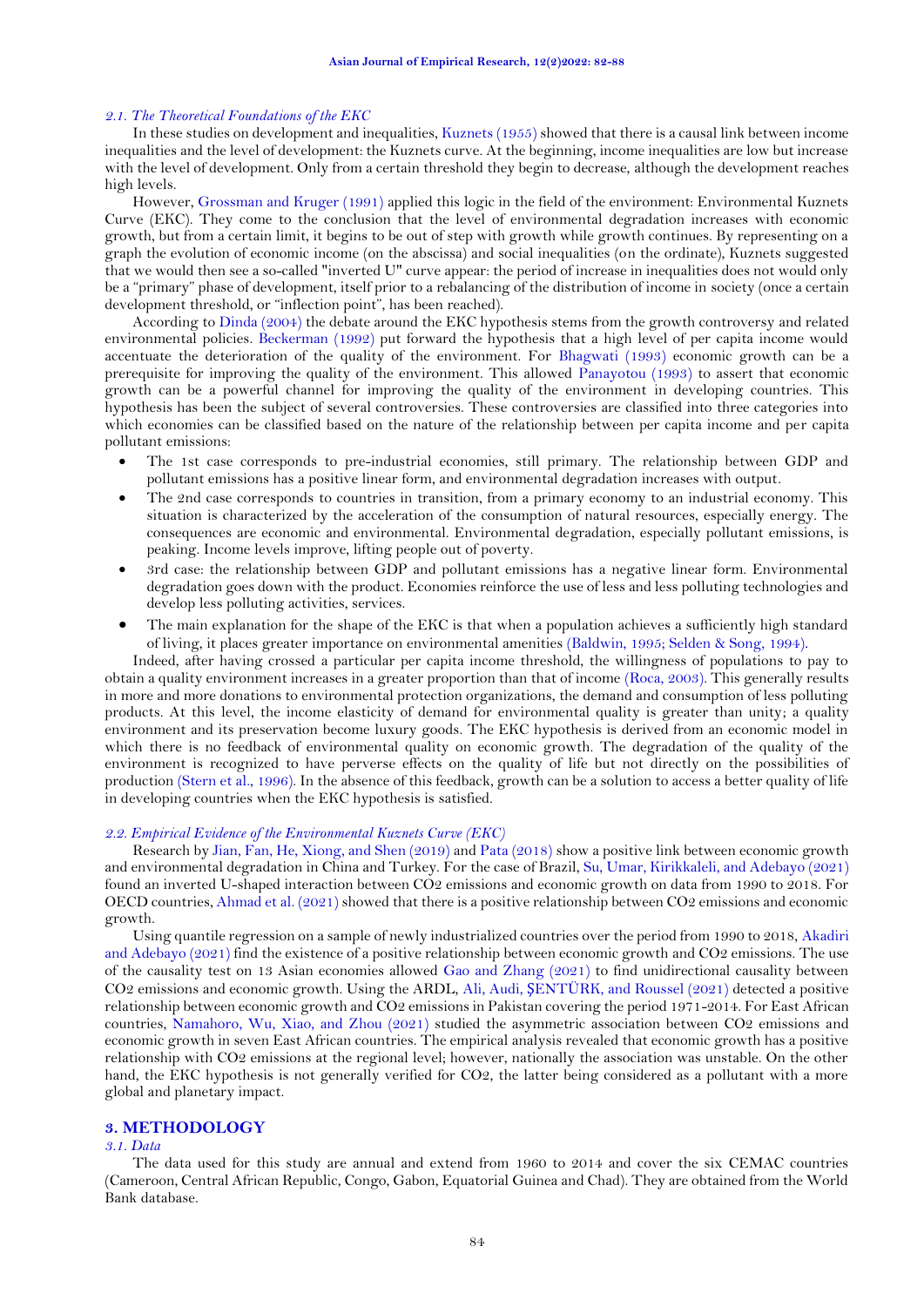### 2.1. The Theoretical Foundations of the EKC

In these studies on development and inequalities, Kuznets (1955) showed that there is a causal link between income inequalities and the level of development: the Kuznets curve. At the beginning, income inequalities are low but increase with the level of development. Only from a certain threshold they begin to decrease, although the development reaches high levels.

However, Grossman and Kruger (1991) applied this logic in the field of the environment: Environmental Kuznets Curve (EKC). They come to the conclusion that the level of environmental degradation increases with economic growth, but from a certain limit, it begins to be out of step with growth while growth continues. By representing on a graph the evolution of economic income (on the abscissa) and social inequalities (on the ordinate), Kuznets suggested that we would then see a so-called "inverted U" curve appear: the period of increase in inequalities does not would only be a "primary" phase of development, itself prior to a rebalancing of the distribution of income in society (once a certain development threshold, or "inflection point", has been reached).

According to Dinda (2004) the debate around the EKC hypothesis stems from the growth controversy and related environmental policies. Beckerman (1992) put forward the hypothesis that a high level of per capita income would accentuate the deterioration of the quality of the environment. For Bhagwati (1993) economic growth can be a prerequisite for improving the quality of the environment. This allowed Panayotou (1993) to assert that economic growth can be a powerful channel for improving the quality of the environment in developing countries. This hypothesis has been the subject of several controversies. These controversies are classified into three categories into which economies can be classified based on the nature of the relationship between per capita income and per capita pollutant emissions:

- The 1st case corresponds to pre-industrial economies, still primary. The relationship between GDP and pollutant emissions has a positive linear form, and environmental degradation increases with output.
- The 2nd case corresponds to countries in transition, from a primary economy to an industrial economy. This situation is characterized by the acceleration of the consumption of natural resources, especially energy. The consequences are economic and environmental. Environmental degradation, especially pollutant emissions, is peaking. Income levels improve, lifting people out of poverty.
- 3rd case: the relationship between GDP and pollutant emissions has a negative linear form. Environmental degradation goes down with the product. Economies reinforce the use of less and less polluting technologies and develop less polluting activities, services.
- The main explanation for the shape of the EKC is that when a population achieves a sufficiently high standard of living, it places greater importance on environmental amenities (Baldwin, 1995; Selden & Song, 1994).

Indeed, after having crossed a particular per capita income threshold, the willingness of populations to pay to obtain a quality environment increases in a greater proportion than that of income (Roca, 2003). This generally results in more and more donations to environmental protection organizations, the demand and consumption of less polluting products. At this level, the income elasticity of demand for environmental quality is greater than unity; a quality environment and its preservation become luxury goods. The EKC hypothesis is derived from an economic model in which there is no feedback of environmental quality on economic growth. The degradation of the quality of the environment is recognized to have perverse effects on the quality of life but not directly on the possibilities of production (Stern et al., 1996). In the absence of this feedback, growth can be a solution to access a better quality of life in developing countries when the EKC hypothesis is satisfied.

### 2.2. Empirical Evidence of the Environmental Kuznets Curve (EKC)

Research by Jian, Fan, He, Xiong, and Shen (2019) and Pata (2018) show a positive link between economic growth and environmental degradation in China and Turkey. For the case of Brazil, Su, Umar, Kirikkaleli, and Adebayo (2021) found an inverted U-shaped interaction between $CO_2$ emissions and economic growth on data from 1990 to 2018. For OECD countries, Ahmad et al. (2021) showed that there is a positive relationship between $CO_2$ emissions and economic growth.

Using quantile regression on a sample of newly industrialized countries over the period from 1990 to 2018, Akadiri and Adebayo (2021) find the existence of a positive relationship between economic growth and $CO_2$ emissions. The use of the causality test on 13 Asian economies allowed Gao and Zhang (2021) to find unidirectional causality between $CO_2$ emissions and economic growth. Using the ARDL, Ali, Audi, ŞENTÜRK, and Roussel (2021) detected a positive relationship between economic growth and $CO_2$ emissions in Pakistan covering the period 1971-2014. For East African countries, Namahoro, Wu, Xiao, and Zhou (2021) studied the asymmetric association between $CO_2$ emissions and economic growth in seven East African countries. The empirical analysis revealed that economic growth has a positive relationship with $CO_2$ emissions at the regional level; however, nationally the association was unstable. On the other hand, the EKC hypothesis is not generally verified for $CO_2$, the latter being considered as a pollutant with a more global and planetary impact.

## 3. METHODOLOGY

### 3.1. Data

The data used for this study are annual and extend from 1960 to 2014 and cover the six CEMAC countries (Cameroon, Central African Republic, Congo, Gabon, Equatorial Guinea and Chad). They are obtained from the World Bank database.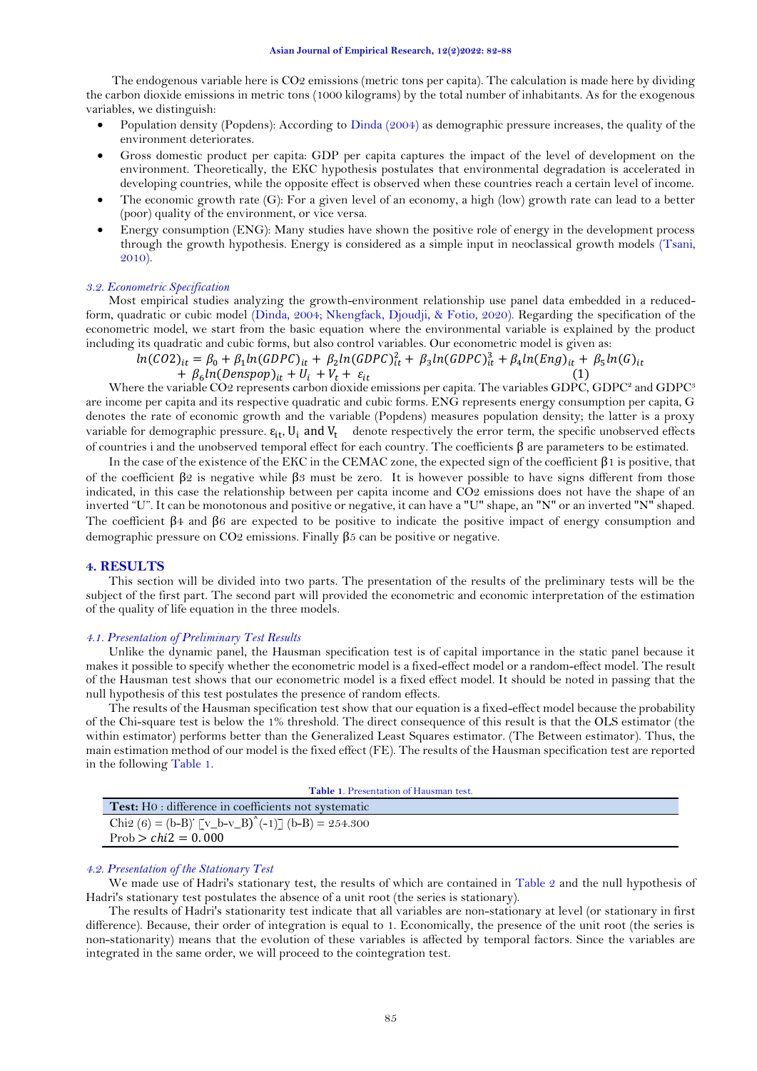The endogenous variable here is $CO_2$ emissions (metric tons per capita). The calculation is made here by dividing the carbon dioxide emissions in metric tons (1000 kilograms) by the total number of inhabitants. As for the exogenous variables, we distinguish:

- Population density (Popdens): According to Dinda (2004) as demographic pressure increases, the quality of the environment deteriorates.
- Gross domestic product per capita: GDP per capita captures the impact of the level of development on the environment. Theoretically, the EKC hypothesis postulates that environmental degradation is accelerated in developing countries, while the opposite effect is observed when these countries reach a certain level of income.
- The economic growth rate (G): For a given level of an economy, a high (low) growth rate can lead to a better (poor) quality of the environment, or vice versa.
- Energy consumption (ENG): Many studies have shown the positive role of energy in the development process through the growth hypothesis. Energy is considered as a simple input in neoclassical growth models (Tsani, 2010).

### *3.2. Econometric Specification*

Most empirical studies analyzing the growth-environment relationship use panel data embedded in a reduced-form, quadratic or cubic model (Dinda, 2004; Nkengfack, Djoudji, & Fotio, 2020). Regarding the specification of the econometric model, we start from the basic equation where the environmental variable is explained by the product including its quadratic and cubic forms, but also control variables. Our econometric model is given as:

$$ln(CO2)_{it} = \beta_0 + \beta_1 ln(GDPC)_{it} + \beta_2 ln(GDPC)^2_{it} + \beta_3 ln(GDPC)^3_{it} + \beta_4 ln(Eng)_{it} + \beta_5 ln(G)_{it} + \beta_6 ln(Denspop)_{it} + U_i + V_t + \varepsilon_{it} \quad (1)$$

Where the variable CO2 represents carbon dioxide emissions per capita. The variables GDPC, $GDPC^2$ and $GDPC^3$ are income per capita and its respective quadratic and cubic forms. ENG represents energy consumption per capita, G denotes the rate of economic growth and the variable (Popdens) measures population density; the latter is a proxy variable for demographic pressure. $\varepsilon_{it}$, $U_i$ and $V_t$ denote respectively the error term, the specific unobserved effects of countries i and the unobserved temporal effect for each country. The coefficients β are parameters to be estimated.

In the case of the existence of the EKC in the CEMAC zone, the expected sign of the coefficient $\beta_1$ is positive, that of the coefficient $\beta_2$ is negative while $\beta_3$ must be zero. It is however possible to have signs different from those indicated, in this case the relationship between per capita income and $CO_2$ emissions does not have the shape of an inverted "U". It can be monotonous and positive or negative, it can have a "U" shape, an "N" or an inverted "N" shaped. The coefficient $\beta_4$ and $\beta_6$ are expected to be positive to indicate the positive impact of energy consumption and demographic pressure on $CO_2$ emissions. Finally $\beta_5$ can be positive or negative.

## 4. RESULTS

This section will be divided into two parts. The presentation of the results of the preliminary tests will be the subject of the first part. The second part will provided the econometric and economic interpretation of the estimation of the quality of life equation in the three models.

### *4.1. Presentation of Preliminary Test Results*

Unlike the dynamic panel, the Hausman specification test is of capital importance in the static panel because it makes it possible to specify whether the econometric model is a fixed-effect model or a random-effect model. The result of the Hausman test shows that our econometric model is a fixed effect model. It should be noted in passing that the null hypothesis of this test postulates the presence of random effects.

The results of the Hausman specification test show that our equation is a fixed-effect model because the probability of the Chi-square test is below the 1% threshold. The direct consequence of this result is that the OLS estimator (the within estimator) performs better than the Generalized Least Squares estimator. (The Between estimator). Thus, the main estimation method of our model is the fixed effect (FE). The results of the Hausman specification test are reported in the following Table 1.

**Table 1.** Presentation of Hausman test.

| **Test:** H0 : difference in coefficients not systematic |
|---|
| Chi2 (6) = (b-B)' [v_b-v_B)^(-1)] (b-B) = 254.300 |
| Prob > $chi2 = 0.000$ |

### *4.2. Presentation of the Stationary Test*

We made use of Hadri's stationary test, the results of which are contained in Table 2 and the null hypothesis of Hadri's stationary test postulates the absence of a unit root (the series is stationary).

The results of Hadri's stationarity test indicate that all variables are non-stationary at level (or stationary in first difference). Because, their order of integration is equal to 1. Economically, the presence of the unit root (the series is non-stationarity) means that the evolution of these variables is affected by temporal factors. Since the variables are integrated in the same order, we will proceed to the cointegration test.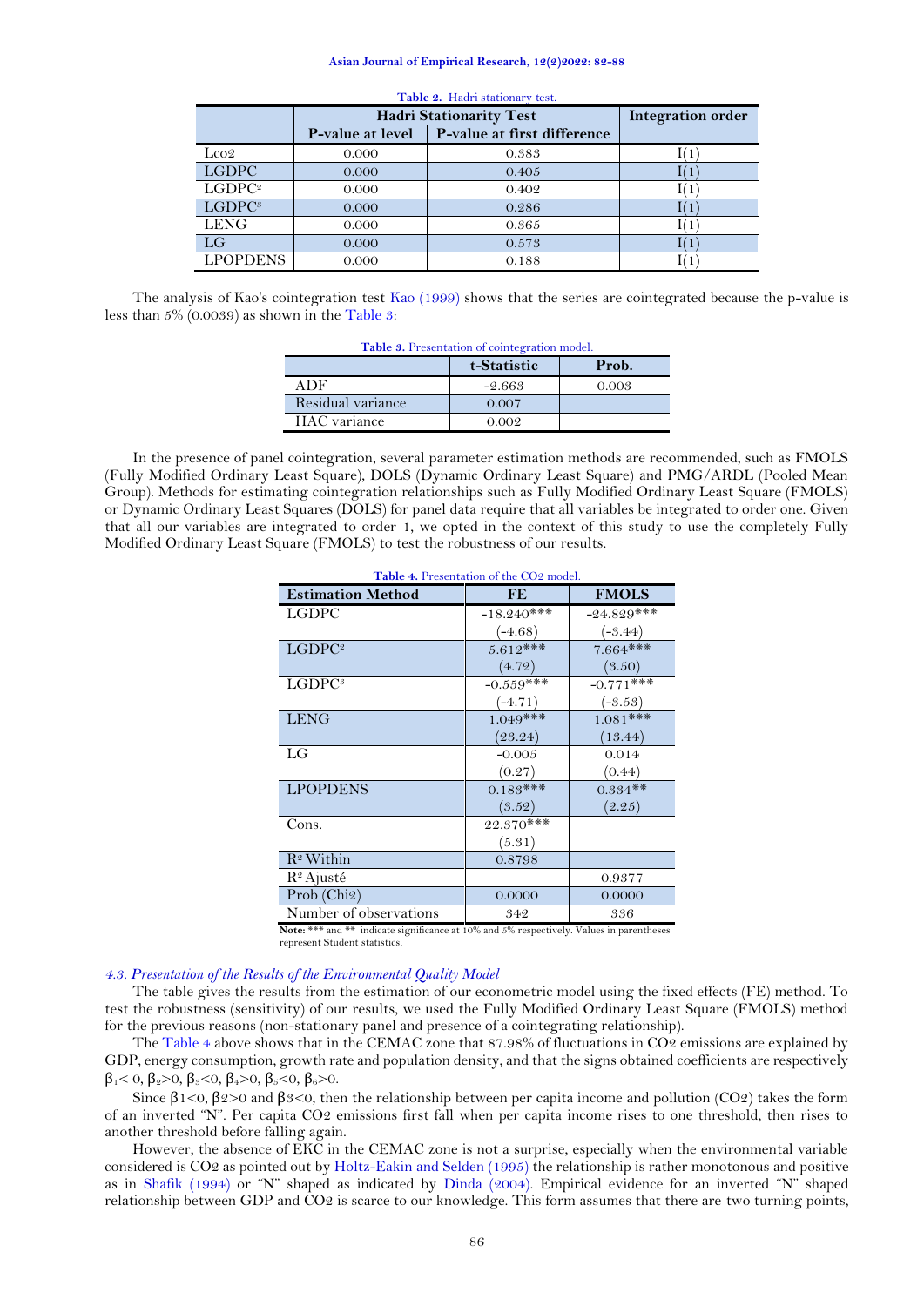**Table 2.** Hadri stationary test.

| | Hadri Stationarity Test | | Integration order |
|---|---|---|---|
| | P-value at level | P-value at first difference | |
| Lco2 | 0.000 | 0.383 | I(1) |
| LGDPC | 0.000 | 0.405 | I(1) |
| $LGDPC^2$ | 0.000 | 0.402 | I(1) |
| $LGDPC^3$ | 0.000 | 0.286 | I(1) |
| LENG | 0.000 | 0.365 | I(1) |
| LG | 0.000 | 0.573 | I(1) |
| LPOPDENS | 0.000 | 0.188 | I(1) |

The analysis of Kao's cointegration test Kao (1999) shows that the series are cointegrated because the p-value is less than 5% (0.0039) as shown in the Table 3:

**Table 3.** Presentation of cointegration model.

| | t-Statistic | Prob. |
|---|---|---|
| ADF | -2.663 | 0.003 |
| Residual variance | 0.007 | |
| HAC variance | 0.002 | |

In the presence of panel cointegration, several parameter estimation methods are recommended, such as FMOLS (Fully Modified Ordinary Least Square), DOLS (Dynamic Ordinary Least Square) and PMG/ARDL (Pooled Mean Group). Methods for estimating cointegration relationships such as Fully Modified Ordinary Least Square (FMOLS) or Dynamic Ordinary Least Squares (DOLS) for panel data require that all variables be integrated to order one. Given that all our variables are integrated to order 1, we opted in the context of this study to use the completely Fully Modified Ordinary Least Square (FMOLS) to test the robustness of our results.

**Table 4.** Presentation of the CO2 model.

| Estimation Method | FE | FMOLS |
|---|---|---|
| LGDPC | -18.240*** | -24.829*** |
| | (-4.68) | (-3.44) |
| $LGDPC^2$ | 5.612*** | 7.664*** |
| | (4.72) | (3.50) |
| $LGDPC^3$ | -0.559*** | -0.771*** |
| | (-4.71) | (-3.53) |
| LENG | 1.049*** | 1.081*** |
| | (23.24) | (13.44) |
| LG | -0.005 | 0.014 |
| | (0.27) | (0.44) |
| LPOPDENS | 0.183*** | 0.334** |
| | (3.52) | (2.25) |
| Cons. | 22.370*** | |
| | (5.31) | |
| $R^2$ Within | 0.8798 | |
| $R^2$ Ajusté | | 0.9377 |
| Prob (Chi2) | 0.0000 | 0.0000 |
| Number of observations | 342 | 336 |

**Note:** *** and ** indicate significance at 10% and 5% respectively. Values in parentheses represent Student statistics.

### *4.3. Presentation of the Results of the Environmental Quality Model*

The table gives the results from the estimation of our econometric model using the fixed effects (FE) method. To test the robustness (sensitivity) of our results, we used the Fully Modified Ordinary Least Square (FMOLS) method for the previous reasons (non-stationary panel and presence of a cointegrating relationship).

The Table 4 above shows that in the CEMAC zone that 87.98% of fluctuations in $CO_2$ emissions are explained by GDP, energy consumption, growth rate and population density, and that the signs obtained coefficients are respectively $\beta_1 < 0$, $\beta_2 > 0$, $\beta_3 < 0$, $\beta_4 > 0$, $\beta_5 < 0$, $\beta_6 > 0$.

Since $\beta 1 < 0$, $\beta 2 > 0$ and $\beta 3 < 0$, then the relationship between per capita income and pollution ($CO_2$) takes the form of an inverted "N". Per capita $CO_2$ emissions first fall when per capita income rises to one threshold, then rises to another threshold before falling again.

However, the absence of EKC in the CEMAC zone is not a surprise, especially when the environmental variable considered is $CO_2$ as pointed out by Holtz-Eakin and Selden (1995) the relationship is rather monotonous and positive as in Shafik (1994) or "N" shaped as indicated by Dinda (2004). Empirical evidence for an inverted "N" shaped relationship between GDP and $CO_2$ is scarce to our knowledge. This form assumes that there are two turning points,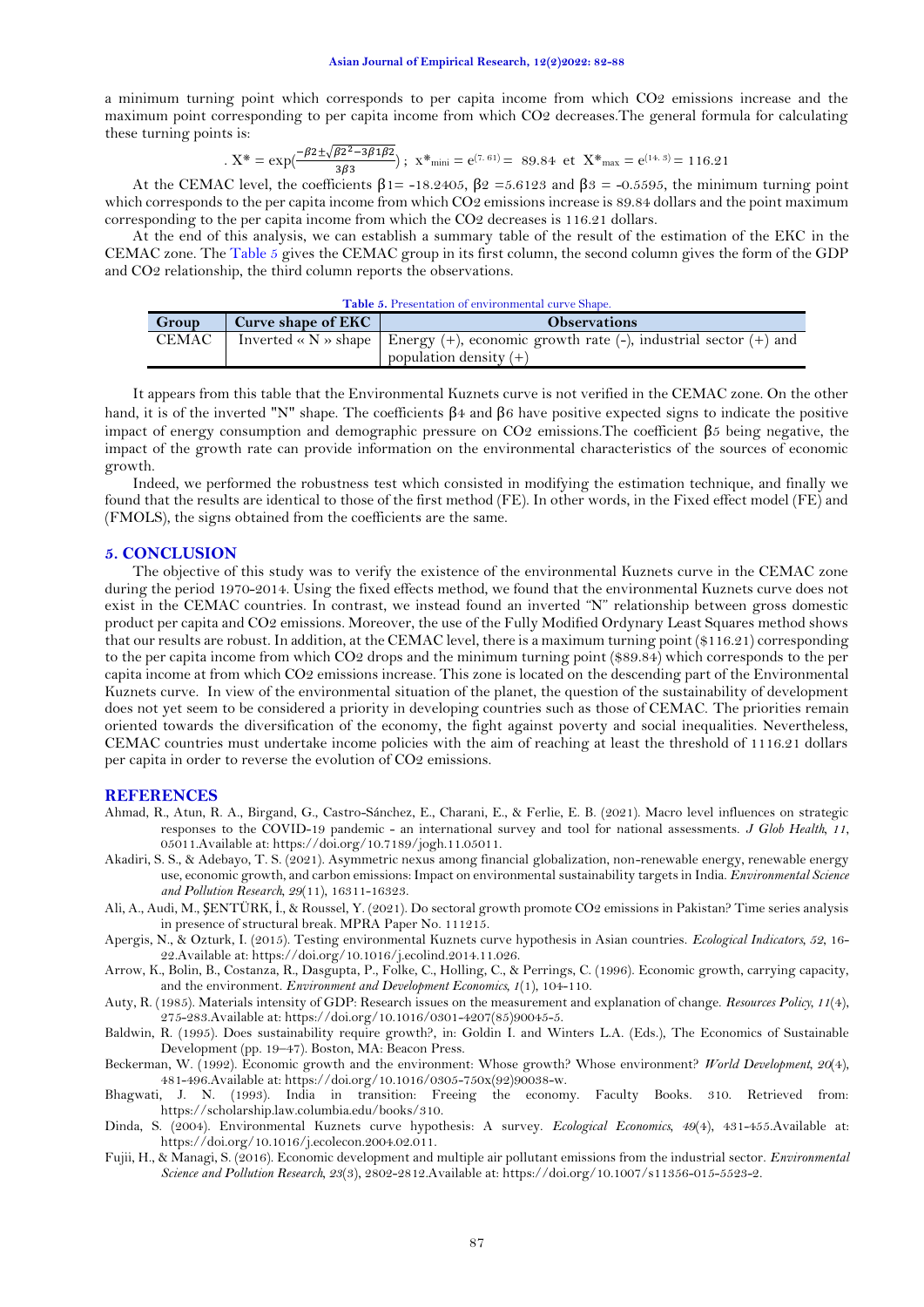a minimum turning point which corresponds to per capita income from which $CO_2$ emissions increase and the maximum point corresponding to per capita income from which $CO_2$ decreases.The general formula for calculating these turning points is:

$$. X^* = \exp\left(\frac{-\beta 2 \pm \sqrt{\beta 2^2 - 3\beta 1 \beta 2}}{3\beta 3}\right); \ x^*_{mini} = e^{(7.61)} = \ 89.84 \ \text{ et } \ X^*_{max} = e^{(14.3)} = 116.21$$

At the CEMAC level, the coefficients $\beta 1 = -18.2405$, $\beta 2 = 5.6123$ and $\beta 3 = -0.5595$, the minimum turning point which corresponds to the per capita income from which $CO_2$ emissions increase is 89.84 dollars and the point maximum corresponding to the per capita income from which the $CO_2$ decreases is 116.21 dollars.

At the end of this analysis, we can establish a summary table of the result of the estimation of the EKC in the CEMAC zone. The Table 5 gives the CEMAC group in its first column, the second column gives the form of the GDP and $CO_2$ relationship, the third column reports the observations.

**Table 5.** Presentation of environmental curve Shape.

| Group | Curve shape of EKC | Observations |
|---|---|---|
| CEMAC | Inverted « N » shape | Energy (+), economic growth rate (-), industrial sector (+) and population density (+) |

It appears from this table that the Environmental Kuznets curve is not verified in the CEMAC zone. On the other hand, it is of the inverted "N" shape. The coefficients $\beta 4$ and $\beta 6$ have positive expected signs to indicate the positive impact of energy consumption and demographic pressure on $CO_2$ emissions.The coefficient $\beta 5$ being negative, the impact of the growth rate can provide information on the environmental characteristics of the sources of economic growth.

Indeed, we performed the robustness test which consisted in modifying the estimation technique, and finally we found that the results are identical to those of the first method (FE). In other words, in the Fixed effect model (FE) and (FMOLS), the signs obtained from the coefficients are the same.

## 5. CONCLUSION

The objective of this study was to verify the existence of the environmental Kuznets curve in the CEMAC zone during the period 1970-2014. Using the fixed effects method, we found that the environmental Kuznets curve does not exist in the CEMAC countries. In contrast, we instead found an inverted "N" relationship between gross domestic product per capita and $CO_2$ emissions. Moreover, the use of the Fully Modified Ordynary Least Squares method shows that our results are robust. In addition, at the CEMAC level, there is a maximum turning point ($116.21) corresponding to the per capita income from which $CO_2$ drops and the minimum turning point ($89.84) which corresponds to the per capita income at from which $CO_2$ emissions increase. This zone is located on the descending part of the Environmental Kuznets curve. In view of the environmental situation of the planet, the question of the sustainability of development does not yet seem to be considered a priority in developing countries such as those of CEMAC. The priorities remain oriented towards the diversification of the economy, the fight against poverty and social inequalities. Nevertheless, CEMAC countries must undertake income policies with the aim of reaching at least the threshold of 1116.21 dollars per capita in order to reverse the evolution of $CO_2$ emissions.

## REFERENCES

Ahmad, R., Atun, R. A., Birgand, G., Castro-Sánchez, E., Charani, E., & Ferlie, E. B. (2021). Macro level influences on strategic responses to the COVID-19 pandemic - an international survey and tool for national assessments. *J Glob Health, 11*, 05011.Available at: https://doi.org/10.7189/jogh.11.05011.

Akadiri, S. S., & Adebayo, T. S. (2021). Asymmetric nexus among financial globalization, non-renewable energy, renewable energy use, economic growth, and carbon emissions: Impact on environmental sustainability targets in India. *Environmental Science and Pollution Research, 29*(11), 16311-16323.

Ali, A., Audi, M., ŞENTÜRK, İ., & Roussel, Y. (2021). Do sectoral growth promote CO2 emissions in Pakistan? Time series analysis in presence of structural break. MPRA Paper No. 111215.

Apergis, N., & Ozturk, I. (2015). Testing environmental Kuznets curve hypothesis in Asian countries. *Ecological Indicators, 52*, 16-22.Available at: https://doi.org/10.1016/j.ecolind.2014.11.026.

Arrow, K., Bolin, B., Costanza, R., Dasgupta, P., Folke, C., Holling, C., & Perrings, C. (1996). Economic growth, carrying capacity, and the environment. *Environment and Development Economics, 1*(1), 104-110.

Auty, R. (1985). Materials intensity of GDP: Research issues on the measurement and explanation of change. *Resources Policy, 11*(4), 275-283.Available at: https://doi.org/10.1016/0301-4207(85)90045-5.

Baldwin, R. (1995). Does sustainability require growth?, in: Goldin I. and Winters L.A. (Eds.), The Economics of Sustainable Development (pp. 19–47). Boston, MA: Beacon Press.

Beckerman, W. (1992). Economic growth and the environment: Whose growth? Whose environment? *World Development, 20*(4), 481-496.Available at: https://doi.org/10.1016/0305-750x(92)90038-w.

Bhagwati, J. N. (1993). India in transition: Freeing the economy. Faculty Books. 310. Retrieved from: https://scholarship.law.columbia.edu/books/310.

Dinda, S. (2004). Environmental Kuznets curve hypothesis: A survey. *Ecological Economics, 49*(4), 431-455.Available at: https://doi.org/10.1016/j.ecolecon.2004.02.011.

Fujii, H., & Managi, S. (2016). Economic development and multiple air pollutant emissions from the industrial sector. *Environmental Science and Pollution Research, 23*(3), 2802-2812.Available at: https://doi.org/10.1007/s11356-015-5523-2.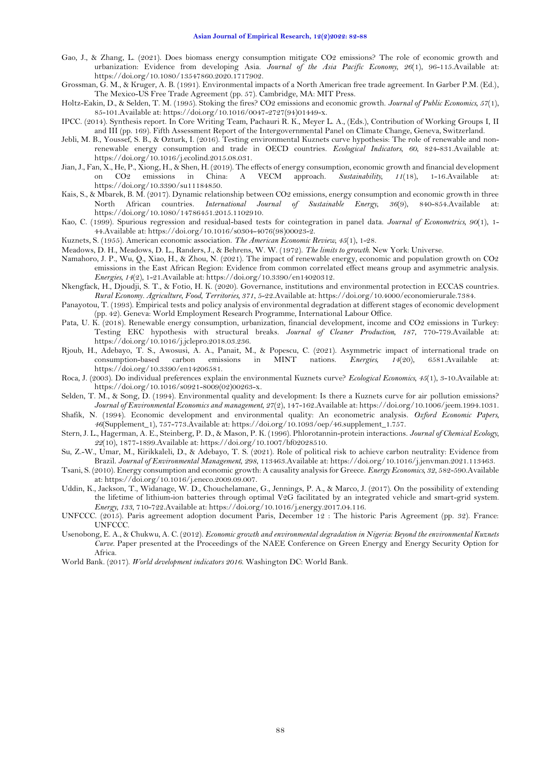Gao, J., & Zhang, L. (2021). Does biomass energy consumption mitigate $CO_2$ emissions? The role of economic growth and urbanization: Evidence from developing Asia. *Journal of the Asia Pacific Economy, 26*(1), 96-115.Available at: https://doi.org/10.1080/13547860.2020.1717902.

Grossman, G. M., & Kruger, A. B. (1991). Environmental impacts of a North American free trade agreement. In Garber P.M. (Ed.), The Mexico-US Free Trade Agreement (pp. 57). Cambridge, MA: MIT Press.

Holtz-Eakin, D., & Selden, T. M. (1995). Stoking the fires? $CO_2$ emissions and economic growth. *Journal of Public Economics, 57*(1), 85-101.Available at: https://doi.org/10.1016/0047-2727(94)01449-x.

IPCC. (2014). Synthesis report. In Core Writing Team, Pachauri R. K., Meyer L. A., (Eds.), Contribution of Working Groups I, II and III (pp. 169). Fifth Assessment Report of the Intergovernmental Panel on Climate Change, Geneva, Switzerland.

Jebli, M. B., Youssef, S. B., & Ozturk, I. (2016). Testing environmental Kuznets curve hypothesis: The role of renewable and non-renewable energy consumption and trade in OECD countries. *Ecological Indicators, 60*, 824-831.Available at: https://doi.org/10.1016/j.ecolind.2015.08.031.

Jian, J., Fan, X., He, P., Xiong, H., & Shen, H. (2019). The effects of energy consumption, economic growth and financial development on $CO_2$ emissions in China: A VECM approach. *Sustainability, 11*(18), 1-16.Available at: https://doi.org/10.3390/su11184850.

Kais, S., & Mbarek, B. M. (2017). Dynamic relationship between $CO_2$ emissions, energy consumption and economic growth in three North African countries. *International Journal of Sustainable Energy, 36*(9), 840-854.Available at: https://doi.org/10.1080/14786451.2015.1102910.

Kao, C. (1999). Spurious regression and residual-based tests for cointegration in panel data. *Journal of Econometrics, 90*(1), 1-44.Available at: https://doi.org/10.1016/s0304-4076(98)00023-2.

Kuznets, S. (1955). American economic association. *The American Economic Review, 45*(1), 1-28.

Meadows, D. H., Meadows, D. L., Randers, J., & Behrens, W. W. (1972). *The limits to growth*. New York: Universe.

Namahoro, J. P., Wu, Q., Xiao, H., & Zhou, N. (2021). The impact of renewable energy, economic and population growth on $CO_2$ emissions in the East African Region: Evidence from common correlated effect means group and asymmetric analysis. *Energies, 14*(2), 1-21.Available at: https://doi.org/10.3390/en14020312.

Nkengfack, H., Djoudji, S. T., & Fotio, H. K. (2020). Governance, institutions and environmental protection in ECCAS countries. *Rural Economy. Agriculture, Food, Territories, 371*, 5-22.Available at: https://doi.org/10.4000/economierurale.7384.

Panayotou, T. (1993). Empirical tests and policy analysis of environmental degradation at different stages of economic development (pp. 42). Geneva: World Employment Research Programme, International Labour Office.

Pata, U. K. (2018). Renewable energy consumption, urbanization, financial development, income and $CO_2$ emissions in Turkey: Testing EKC hypothesis with structural breaks. *Journal of Cleaner Production, 187*, 770-779.Available at: https://doi.org/10.1016/j.jclepro.2018.03.236.

Rjoub, H., Adebayo, T. S., Awosusi, A. A., Panait, M., & Popescu, C. (2021). Asymmetric impact of international trade on consumption-based carbon emissions in MINT nations. *Energies, 14*(20), 6581.Available at: https://doi.org/10.3390/en14206581.

Roca, J. (2003). Do individual preferences explain the environmental Kuznets curve? *Ecological Economics, 45*(1), 3-10.Available at: https://doi.org/10.1016/s0921-8009(02)00263-x.

Selden, T. M., & Song, D. (1994). Environmental quality and development: Is there a Kuznets curve for air pollution emissions? *Journal of Environmental Economics and management, 27*(2), 147-162.Available at: https://doi.org/10.1006/jeem.1994.1031.

Shafik, N. (1994). Economic development and environmental quality: An econometric analysis. *Oxford Economic Papers, 46*(Supplement_1), 757-773.Available at: https://doi.org/10.1093/oep/46.supplement_1.757.

Stern, J. L., Hagerman, A. E., Steinberg, P. D., & Mason, P. K. (1996). Phlorotannin-protein interactions. *Journal of Chemical Ecology, 22*(10), 1877-1899.Available at: https://doi.org/10.1007/bf02028510.

Su, Z.-W., Umar, M., Kirikkaleli, D., & Adebayo, T. S. (2021). Role of political risk to achieve carbon neutrality: Evidence from Brazil. *Journal of Environmental Management, 298*, 113463.Available at: https://doi.org/10.1016/j.jenvman.2021.113463.

Tsani, S. (2010). Energy consumption and economic growth: A causality analysis for Greece. *Energy Economics, 32*, 582-590.Available at: https://doi.org/10.1016/j.eneco.2009.09.007.

Uddin, K., Jackson, T., Widanage, W. D., Chouchelamane, G., Jennings, P. A., & Marco, J. (2017). On the possibility of extending the lifetime of lithium-ion batteries through optimal V2G facilitated by an integrated vehicle and smart-grid system. *Energy, 133*, 710-722.Available at: https://doi.org/10.1016/j.energy.2017.04.116.

UNFCCC. (2015). Paris agreement adoption document Paris, December 12 : The historic Paris Agreement (pp. 32). France: UNFCCC.

Usenobong, E. A., & Chukwu, A. C. (2012). *Economic growth and environmental degradation in Nigeria: Beyond the environmental Kuznets Curve*. Paper presented at the Proceedings of the NAEE Conference on Green Energy and Energy Security Option for Africa.

World Bank. (2017). *World development indicators 2016*. Washington DC: World Bank.